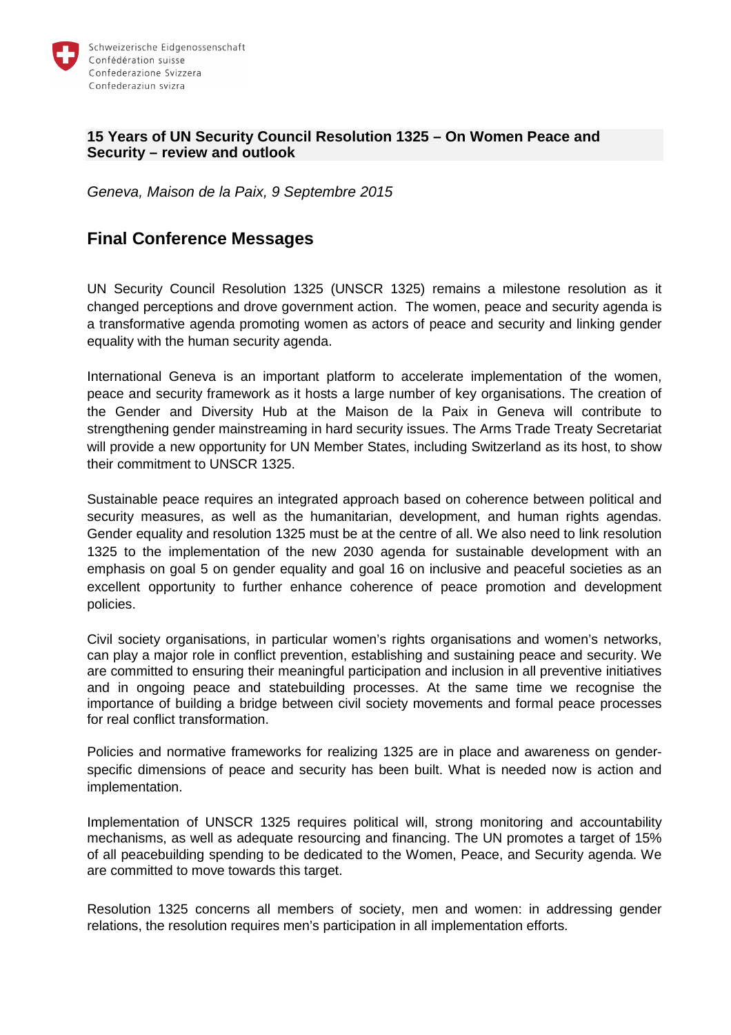Schweizerische Eidgenossenschaft
Confédération suisse
Confederazione Svizzera
Confederaziun svizra

**15 Years of UN Security Council Resolution 1325 – On Women Peace and Security – review and outlook**

*Geneva, Maison de la Paix, 9 Septembre 2015*

## Final Conference Messages

UN Security Council Resolution 1325 (UNSCR 1325) remains a milestone resolution as it changed perceptions and drove government action. The women, peace and security agenda is a transformative agenda promoting women as actors of peace and security and linking gender equality with the human security agenda.

International Geneva is an important platform to accelerate implementation of the women, peace and security framework as it hosts a large number of key organisations. The creation of the Gender and Diversity Hub at the Maison de la Paix in Geneva will contribute to strengthening gender mainstreaming in hard security issues. The Arms Trade Treaty Secretariat will provide a new opportunity for UN Member States, including Switzerland as its host, to show their commitment to UNSCR 1325.

Sustainable peace requires an integrated approach based on coherence between political and security measures, as well as the humanitarian, development, and human rights agendas. Gender equality and resolution 1325 must be at the centre of all. We also need to link resolution 1325 to the implementation of the new 2030 agenda for sustainable development with an emphasis on goal 5 on gender equality and goal 16 on inclusive and peaceful societies as an excellent opportunity to further enhance coherence of peace promotion and development policies.

Civil society organisations, in particular women's rights organisations and women's networks, can play a major role in conflict prevention, establishing and sustaining peace and security. We are committed to ensuring their meaningful participation and inclusion in all preventive initiatives and in ongoing peace and statebuilding processes. At the same time we recognise the importance of building a bridge between civil society movements and formal peace processes for real conflict transformation.

Policies and normative frameworks for realizing 1325 are in place and awareness on gender-specific dimensions of peace and security has been built. What is needed now is action and implementation.

Implementation of UNSCR 1325 requires political will, strong monitoring and accountability mechanisms, as well as adequate resourcing and financing. The UN promotes a target of 15% of all peacebuilding spending to be dedicated to the Women, Peace, and Security agenda. We are committed to move towards this target.

Resolution 1325 concerns all members of society, men and women: in addressing gender relations, the resolution requires men's participation in all implementation efforts.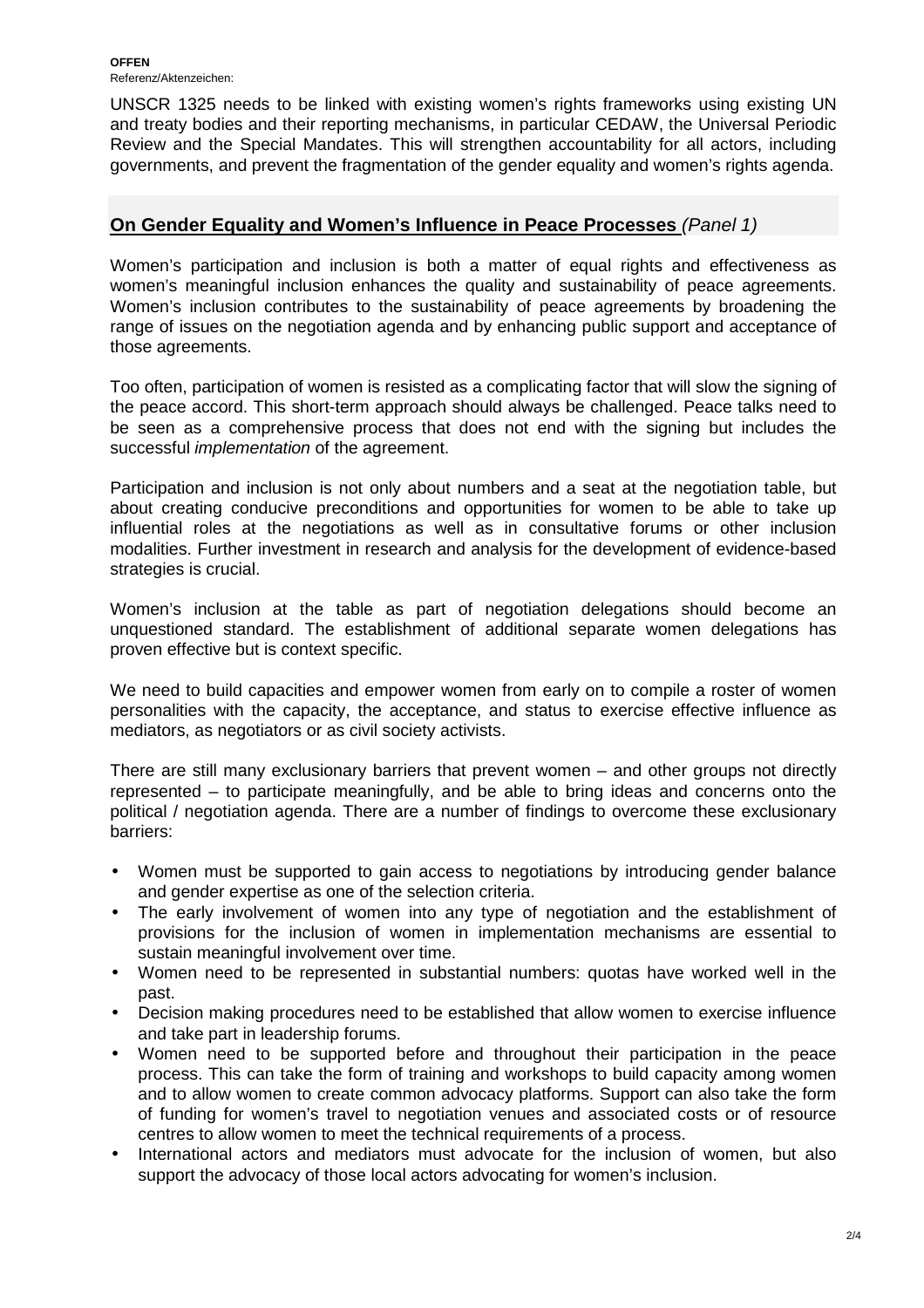UNSCR 1325 needs to be linked with existing women's rights frameworks using existing UN and treaty bodies and their reporting mechanisms, in particular CEDAW, the Universal Periodic Review and the Special Mandates. This will strengthen accountability for all actors, including governments, and prevent the fragmentation of the gender equality and women's rights agenda.

## **On Gender Equality and Women's Influence in Peace Processes** *(Panel 1)*

Women's participation and inclusion is both a matter of equal rights and effectiveness as women's meaningful inclusion enhances the quality and sustainability of peace agreements. Women's inclusion contributes to the sustainability of peace agreements by broadening the range of issues on the negotiation agenda and by enhancing public support and acceptance of those agreements.

Too often, participation of women is resisted as a complicating factor that will slow the signing of the peace accord. This short-term approach should always be challenged. Peace talks need to be seen as a comprehensive process that does not end with the signing but includes the successful *implementation* of the agreement.

Participation and inclusion is not only about numbers and a seat at the negotiation table, but about creating conducive preconditions and opportunities for women to be able to take up influential roles at the negotiations as well as in consultative forums or other inclusion modalities. Further investment in research and analysis for the development of evidence-based strategies is crucial.

Women's inclusion at the table as part of negotiation delegations should become an unquestioned standard. The establishment of additional separate women delegations has proven effective but is context specific.

We need to build capacities and empower women from early on to compile a roster of women personalities with the capacity, the acceptance, and status to exercise effective influence as mediators, as negotiators or as civil society activists.

There are still many exclusionary barriers that prevent women – and other groups not directly represented – to participate meaningfully, and be able to bring ideas and concerns onto the political / negotiation agenda. There are a number of findings to overcome these exclusionary barriers:

- Women must be supported to gain access to negotiations by introducing gender balance and gender expertise as one of the selection criteria.
- The early involvement of women into any type of negotiation and the establishment of provisions for the inclusion of women in implementation mechanisms are essential to sustain meaningful involvement over time.
- Women need to be represented in substantial numbers: quotas have worked well in the past.
- Decision making procedures need to be established that allow women to exercise influence and take part in leadership forums.
- Women need to be supported before and throughout their participation in the peace process. This can take the form of training and workshops to build capacity among women and to allow women to create common advocacy platforms. Support can also take the form of funding for women's travel to negotiation venues and associated costs or of resource centres to allow women to meet the technical requirements of a process.
- International actors and mediators must advocate for the inclusion of women, but also support the advocacy of those local actors advocating for women's inclusion.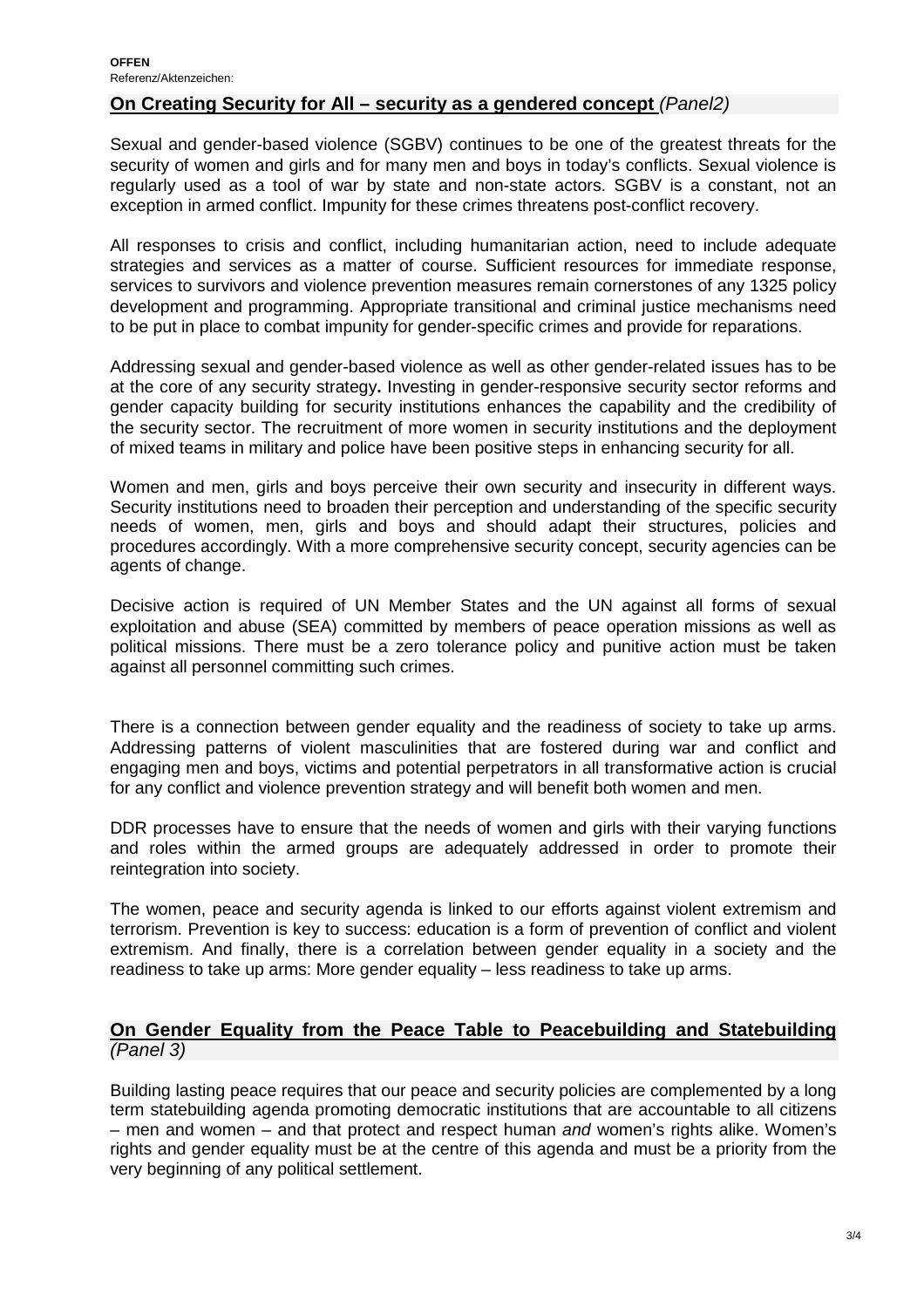## On Creating Security for All – security as a gendered concept *(Panel2)*

Sexual and gender-based violence (SGBV) continues to be one of the greatest threats for the security of women and girls and for many men and boys in today's conflicts. Sexual violence is regularly used as a tool of war by state and non-state actors. SGBV is a constant, not an exception in armed conflict. Impunity for these crimes threatens post-conflict recovery.

All responses to crisis and conflict, including humanitarian action, need to include adequate strategies and services as a matter of course. Sufficient resources for immediate response, services to survivors and violence prevention measures remain cornerstones of any 1325 policy development and programming. Appropriate transitional and criminal justice mechanisms need to be put in place to combat impunity for gender-specific crimes and provide for reparations.

Addressing sexual and gender-based violence as well as other gender-related issues has to be at the core of any security strategy**.** Investing in gender-responsive security sector reforms and gender capacity building for security institutions enhances the capability and the credibility of the security sector. The recruitment of more women in security institutions and the deployment of mixed teams in military and police have been positive steps in enhancing security for all.

Women and men, girls and boys perceive their own security and insecurity in different ways. Security institutions need to broaden their perception and understanding of the specific security needs of women, men, girls and boys and should adapt their structures, policies and procedures accordingly. With a more comprehensive security concept, security agencies can be agents of change.

Decisive action is required of UN Member States and the UN against all forms of sexual exploitation and abuse (SEA) committed by members of peace operation missions as well as political missions. There must be a zero tolerance policy and punitive action must be taken against all personnel committing such crimes.

There is a connection between gender equality and the readiness of society to take up arms. Addressing patterns of violent masculinities that are fostered during war and conflict and engaging men and boys, victims and potential perpetrators in all transformative action is crucial for any conflict and violence prevention strategy and will benefit both women and men.

DDR processes have to ensure that the needs of women and girls with their varying functions and roles within the armed groups are adequately addressed in order to promote their reintegration into society.

The women, peace and security agenda is linked to our efforts against violent extremism and terrorism. Prevention is key to success: education is a form of prevention of conflict and violent extremism. And finally, there is a correlation between gender equality in a society and the readiness to take up arms: More gender equality – less readiness to take up arms.

## On Gender Equality from the Peace Table to Peacebuilding and Statebuilding *(Panel 3)*

Building lasting peace requires that our peace and security policies are complemented by a long term statebuilding agenda promoting democratic institutions that are accountable to all citizens – men and women – and that protect and respect human *and* women's rights alike. Women's rights and gender equality must be at the centre of this agenda and must be a priority from the very beginning of any political settlement.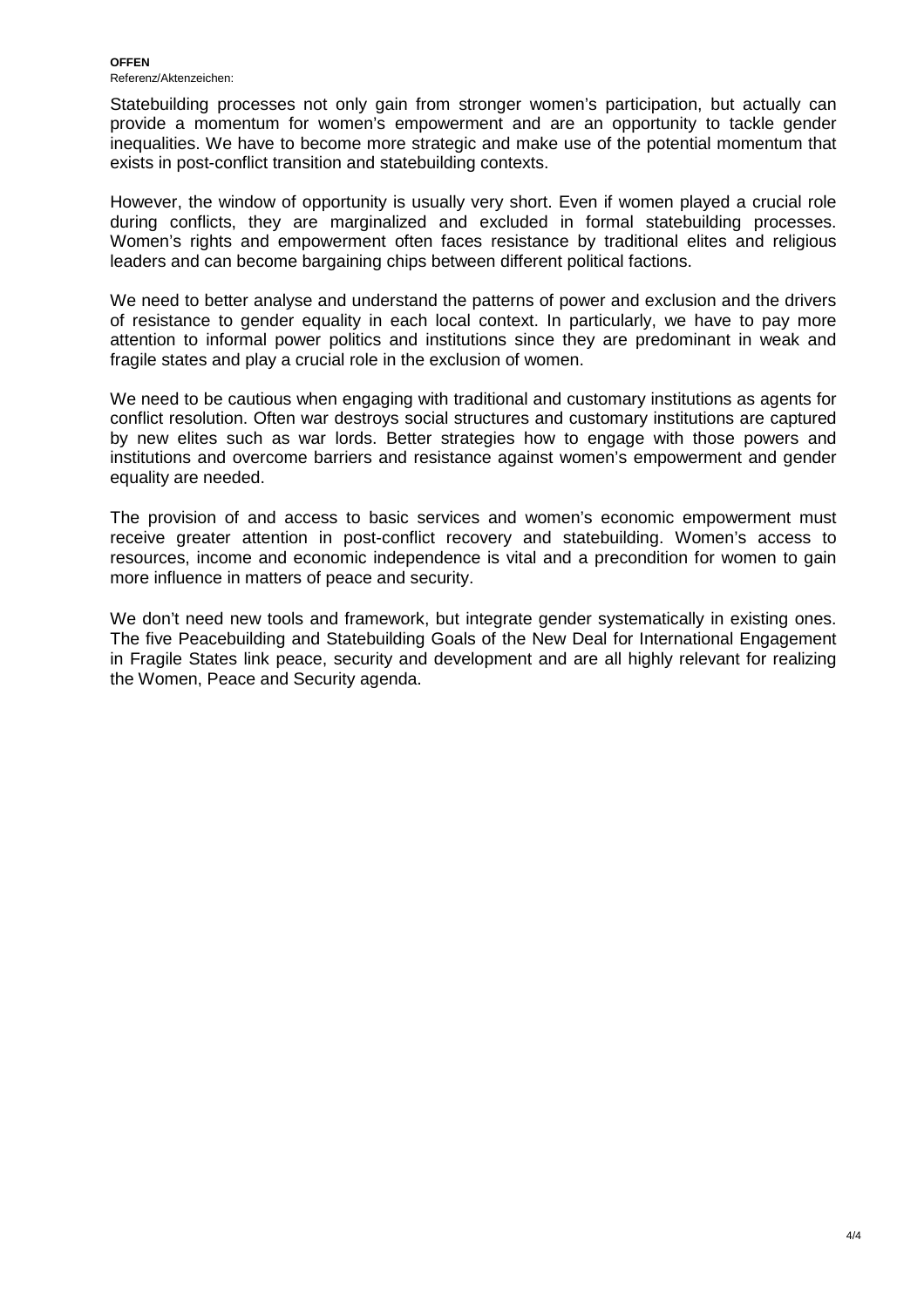Statebuilding processes not only gain from stronger women's participation, but actually can provide a momentum for women's empowerment and are an opportunity to tackle gender inequalities. We have to become more strategic and make use of the potential momentum that exists in post-conflict transition and statebuilding contexts.

However, the window of opportunity is usually very short. Even if women played a crucial role during conflicts, they are marginalized and excluded in formal statebuilding processes. Women's rights and empowerment often faces resistance by traditional elites and religious leaders and can become bargaining chips between different political factions.

We need to better analyse and understand the patterns of power and exclusion and the drivers of resistance to gender equality in each local context. In particularly, we have to pay more attention to informal power politics and institutions since they are predominant in weak and fragile states and play a crucial role in the exclusion of women.

We need to be cautious when engaging with traditional and customary institutions as agents for conflict resolution. Often war destroys social structures and customary institutions are captured by new elites such as war lords. Better strategies how to engage with those powers and institutions and overcome barriers and resistance against women's empowerment and gender equality are needed.

The provision of and access to basic services and women's economic empowerment must receive greater attention in post-conflict recovery and statebuilding. Women's access to resources, income and economic independence is vital and a precondition for women to gain more influence in matters of peace and security.

We don't need new tools and framework, but integrate gender systematically in existing ones. The five Peacebuilding and Statebuilding Goals of the New Deal for International Engagement in Fragile States link peace, security and development and are all highly relevant for realizing the Women, Peace and Security agenda.